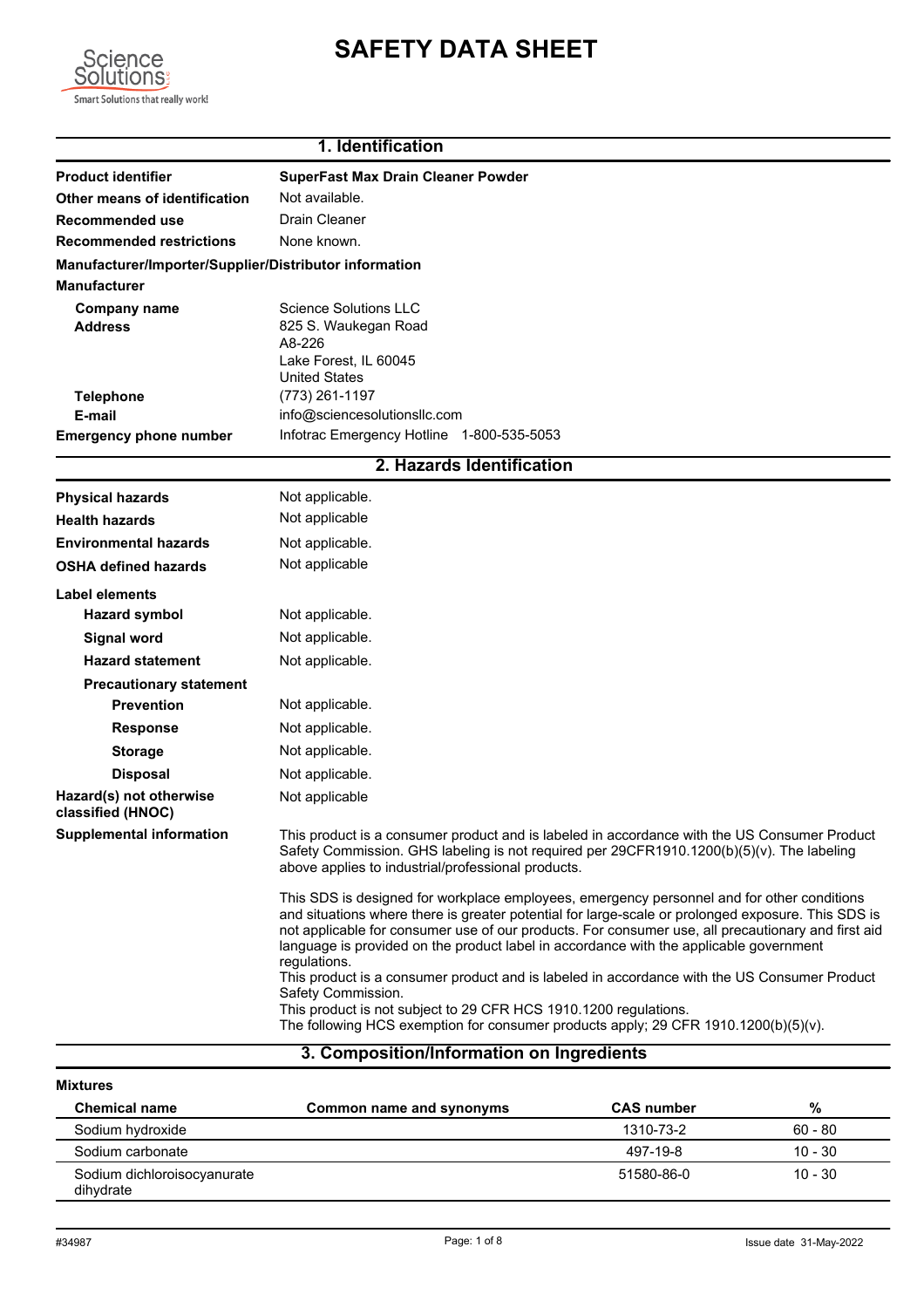# SAFETY DATA SHEET

## 1. Identification

| | |
|---|---|
| **Product identifier** | **SuperFast Max Drain Cleaner Powder** |
| **Other means of identification** | Not available. |
| **Recommended use** | Drain Cleaner |
| **Recommended restrictions** | None known. |

**Manufacturer/Importer/Supplier/Distributor information**

**Manufacturer**

| | |
|---|---|
| **Company name** | Science Solutions LLC |
| **Address** | 825 S. Waukegan Road<br>A8-226<br>Lake Forest, IL 60045<br>United States |
| **Telephone** | (773) 261-1197 |
| **E-mail** | info@sciencesolutionsllc.com |
| **Emergency phone number** | Infotrac Emergency Hotline 1-800-535-5053 |

## 2. Hazards Identification

| | |
|---|---|
| **Physical hazards** | Not applicable. |
| **Health hazards** | Not applicable |
| **Environmental hazards** | Not applicable. |
| **OSHA defined hazards** | Not applicable |

**Label elements**

| | |
|---|---|
| **Hazard symbol** | Not applicable. |
| **Signal word** | Not applicable. |
| **Hazard statement** | Not applicable. |
| **Precautionary statement** | |
| **Prevention** | Not applicable. |
| **Response** | Not applicable. |
| **Storage** | Not applicable. |
| **Disposal** | Not applicable. |
| **Hazard(s) not otherwise classified (HNOC)** | Not applicable |

**Supplemental information**

This product is a consumer product and is labeled in accordance with the US Consumer Product Safety Commission. GHS labeling is not required per 29CFR1910.1200(b)(5)(v). The labeling above applies to industrial/professional products.

This SDS is designed for workplace employees, emergency personnel and for other conditions and situations where there is greater potential for large-scale or prolonged exposure. This SDS is not applicable for consumer use of our products. For consumer use, all precautionary and first aid language is provided on the product label in accordance with the applicable government regulations.
This product is a consumer product and is labeled in accordance with the US Consumer Product Safety Commission.
This product is not subject to 29 CFR HCS 1910.1200 regulations.
The following HCS exemption for consumer products apply; 29 CFR 1910.1200(b)(5)(v).

## 3. Composition/Information on Ingredients

**Mixtures**

| Chemical name | Common name and synonyms | CAS number | % |
|---|---|---|---|
| Sodium hydroxide | | 1310-73-2 | 60 - 80 |
| Sodium carbonate | | 497-19-8 | 10 - 30 |
| Sodium dichloroisocyanurate dihydrate | | 51580-86-0 | 10 - 30 |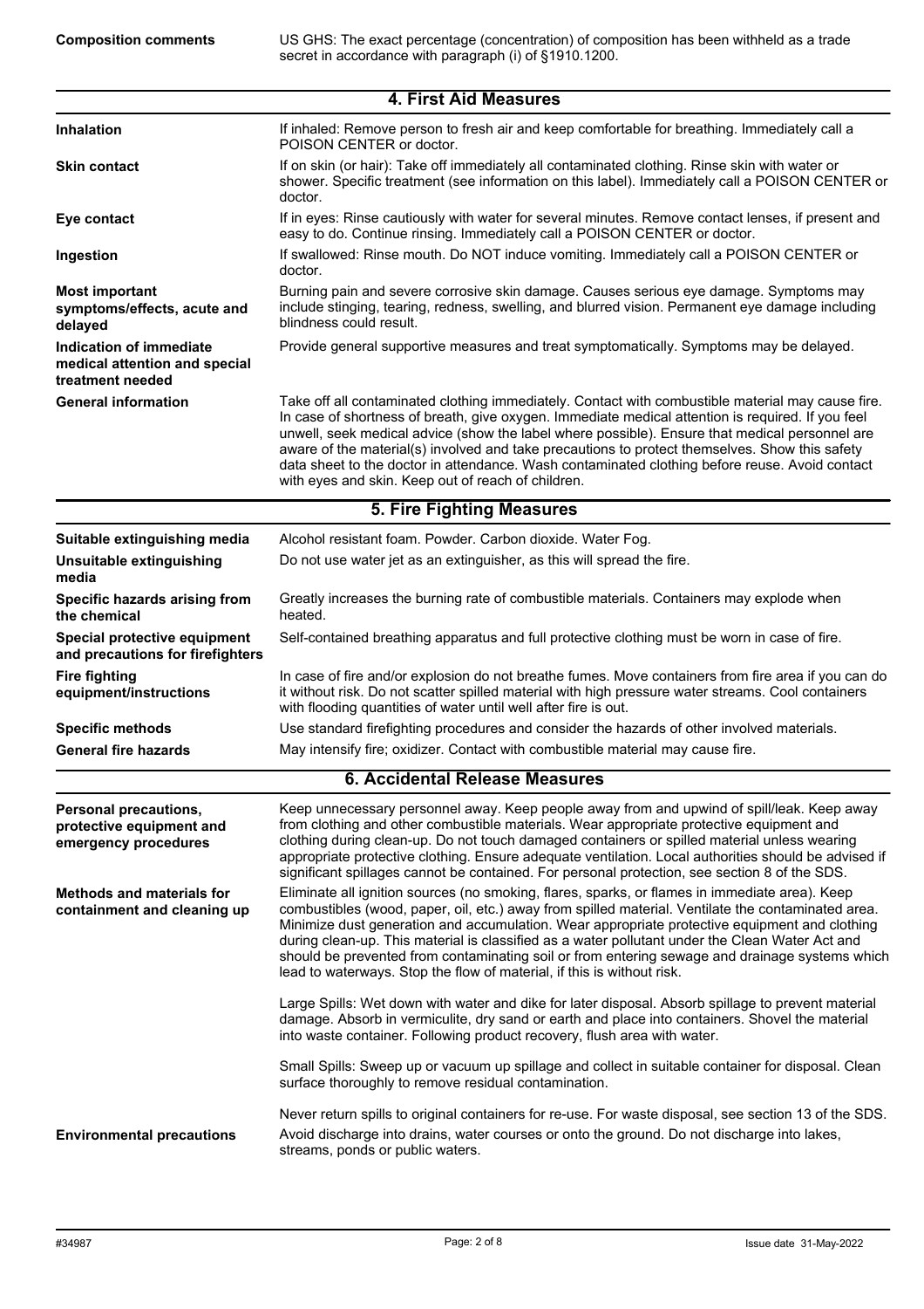| | |
|---|---|
| **Composition comments** | US GHS: The exact percentage (concentration) of composition has been withheld as a trade secret in accordance with paragraph (i) of §1910.1200. |

## 4. First Aid Measures

| | |
|---|---|
| **Inhalation** | If inhaled: Remove person to fresh air and keep comfortable for breathing. Immediately call a POISON CENTER or doctor. |
| **Skin contact** | If on skin (or hair): Take off immediately all contaminated clothing. Rinse skin with water or shower. Specific treatment (see information on this label). Immediately call a POISON CENTER or doctor. |
| **Eye contact** | If in eyes: Rinse cautiously with water for several minutes. Remove contact lenses, if present and easy to do. Continue rinsing. Immediately call a POISON CENTER or doctor. |
| **Ingestion** | If swallowed: Rinse mouth. Do NOT induce vomiting. Immediately call a POISON CENTER or doctor. |
| **Most important symptoms/effects, acute and delayed** | Burning pain and severe corrosive skin damage. Causes serious eye damage. Symptoms may include stinging, tearing, redness, swelling, and blurred vision. Permanent eye damage including blindness could result. |
| **Indication of immediate medical attention and special treatment needed** | Provide general supportive measures and treat symptomatically. Symptoms may be delayed. |
| **General information** | Take off all contaminated clothing immediately. Contact with combustible material may cause fire. In case of shortness of breath, give oxygen. Immediate medical attention is required. If you feel unwell, seek medical advice (show the label where possible). Ensure that medical personnel are aware of the material(s) involved and take precautions to protect themselves. Show this safety data sheet to the doctor in attendance. Wash contaminated clothing before reuse. Avoid contact with eyes and skin. Keep out of reach of children. |

## 5. Fire Fighting Measures

| | |
|---|---|
| **Suitable extinguishing media** | Alcohol resistant foam. Powder. Carbon dioxide. Water Fog. |
| **Unsuitable extinguishing media** | Do not use water jet as an extinguisher, as this will spread the fire. |
| **Specific hazards arising from the chemical** | Greatly increases the burning rate of combustible materials. Containers may explode when heated. |
| **Special protective equipment and precautions for firefighters** | Self-contained breathing apparatus and full protective clothing must be worn in case of fire. |
| **Fire fighting equipment/instructions** | In case of fire and/or explosion do not breathe fumes. Move containers from fire area if you can do it without risk. Do not scatter spilled material with high pressure water streams. Cool containers with flooding quantities of water until well after fire is out. |
| **Specific methods** | Use standard firefighting procedures and consider the hazards of other involved materials. |
| **General fire hazards** | May intensify fire; oxidizer. Contact with combustible material may cause fire. |

## 6. Accidental Release Measures

| | |
|---|---|
| **Personal precautions, protective equipment and emergency procedures** | Keep unnecessary personnel away. Keep people away from and upwind of spill/leak. Keep away from clothing and other combustible materials. Wear appropriate protective equipment and clothing during clean-up. Do not touch damaged containers or spilled material unless wearing appropriate protective clothing. Ensure adequate ventilation. Local authorities should be advised if significant spillages cannot be contained. For personal protection, see section 8 of the SDS. |
| **Methods and materials for containment and cleaning up** | Eliminate all ignition sources (no smoking, flares, sparks, or flames in immediate area). Keep combustibles (wood, paper, oil, etc.) away from spilled material. Ventilate the contaminated area. Minimize dust generation and accumulation. Wear appropriate protective equipment and clothing during clean-up. This material is classified as a water pollutant under the Clean Water Act and should be prevented from contaminating soil or from entering sewage and drainage systems which lead to waterways. Stop the flow of material, if this is without risk.<br><br>Large Spills: Wet down with water and dike for later disposal. Absorb spillage to prevent material damage. Absorb in vermiculite, dry sand or earth and place into containers. Shovel the material into waste container. Following product recovery, flush area with water.<br><br>Small Spills: Sweep up or vacuum up spillage and collect in suitable container for disposal. Clean surface thoroughly to remove residual contamination.<br><br>Never return spills to original containers for re-use. For waste disposal, see section 13 of the SDS. |
| **Environmental precautions** | Avoid discharge into drains, water courses or onto the ground. Do not discharge into lakes, streams, ponds or public waters. |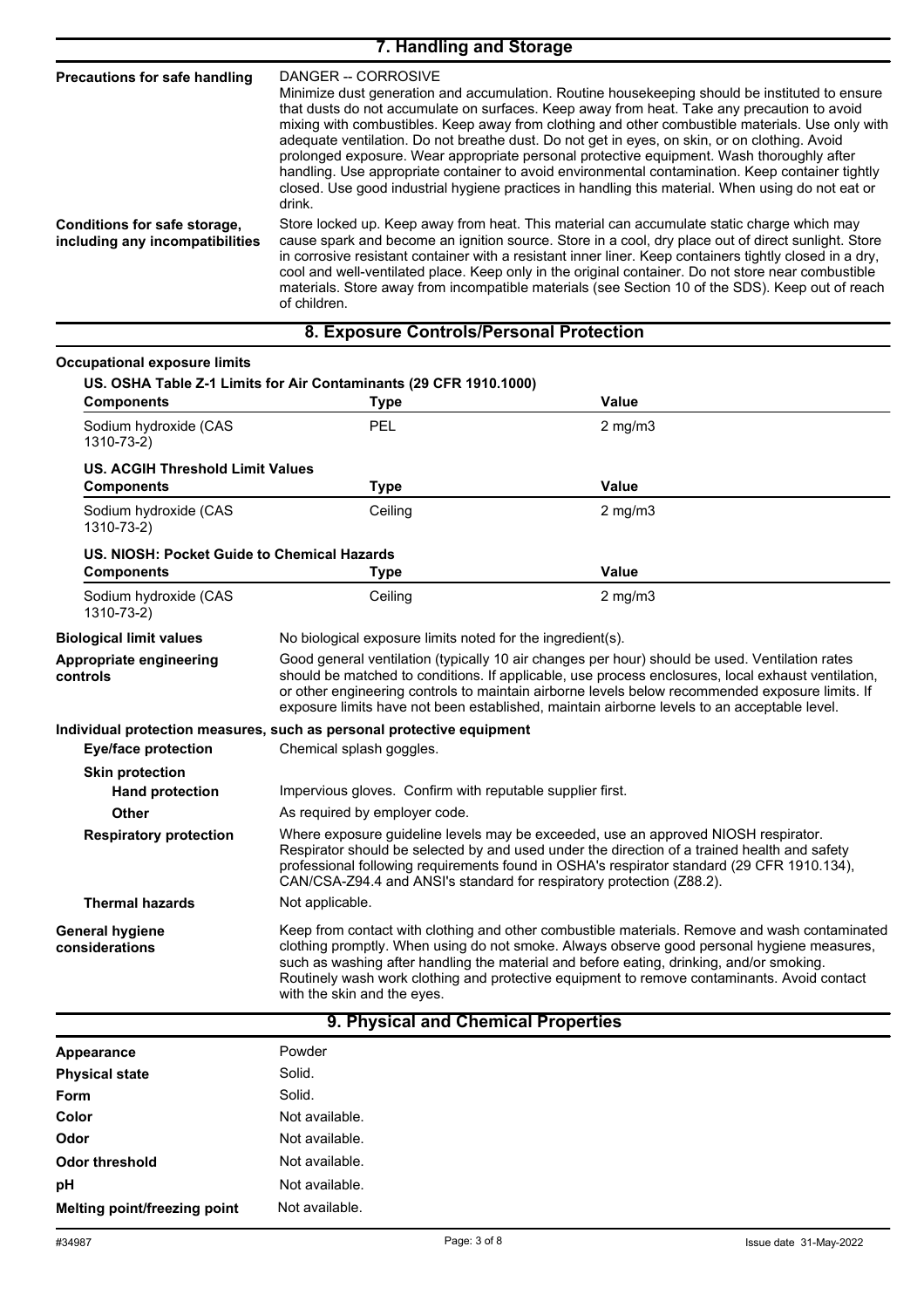## 7. Handling and Storage

| | |
|---|---|
| **Precautions for safe handling** | DANGER -- CORROSIVE<br>Minimize dust generation and accumulation. Routine housekeeping should be instituted to ensure that dusts do not accumulate on surfaces. Keep away from heat. Take any precaution to avoid mixing with combustibles. Keep away from clothing and other combustible materials. Use only with adequate ventilation. Do not breathe dust. Do not get in eyes, on skin, or on clothing. Avoid prolonged exposure. Wear appropriate personal protective equipment. Wash thoroughly after handling. Use appropriate container to avoid environmental contamination. Keep container tightly closed. Use good industrial hygiene practices in handling this material. When using do not eat or drink. |
| **Conditions for safe storage, including any incompatibilities** | Store locked up. Keep away from heat. This material can accumulate static charge which may cause spark and become an ignition source. Store in a cool, dry place out of direct sunlight. Store in corrosive resistant container with a resistant inner liner. Keep containers tightly closed in a dry, cool and well-ventilated place. Keep only in the original container. Do not store near combustible materials. Store away from incompatible materials (see Section 10 of the SDS). Keep out of reach of children. |

## 8. Exposure Controls/Personal Protection

**Occupational exposure limits**

**US. OSHA Table Z-1 Limits for Air Contaminants (29 CFR 1910.1000)**

| Components | Type | Value |
|---|---|---|
| Sodium hydroxide (CAS 1310-73-2) | PEL | 2 mg/m3 |

**US. ACGIH Threshold Limit Values**

| Components | Type | Value |
|---|---|---|
| Sodium hydroxide (CAS 1310-73-2) | Ceiling | 2 mg/m3 |

**US. NIOSH: Pocket Guide to Chemical Hazards**

| Components | Type | Value |
|---|---|---|
| Sodium hydroxide (CAS 1310-73-2) | Ceiling | 2 mg/m3 |

| | |
|---|---|
| **Biological limit values** | No biological exposure limits noted for the ingredient(s). |
| **Appropriate engineering controls** | Good general ventilation (typically 10 air changes per hour) should be used. Ventilation rates should be matched to conditions. If applicable, use process enclosures, local exhaust ventilation, or other engineering controls to maintain airborne levels below recommended exposure limits. If exposure limits have not been established, maintain airborne levels to an acceptable level. |

**Individual protection measures, such as personal protective equipment**

| | |
|---|---|
| **Eye/face protection** | Chemical splash goggles. |
| **Skin protection** | |
| **Hand protection** | Impervious gloves. Confirm with reputable supplier first. |
| **Other** | As required by employer code. |
| **Respiratory protection** | Where exposure guideline levels may be exceeded, use an approved NIOSH respirator. Respirator should be selected by and used under the direction of a trained health and safety professional following requirements found in OSHA's respirator standard (29 CFR 1910.134), CAN/CSA-Z94.4 and ANSI's standard for respiratory protection (Z88.2). |
| **Thermal hazards** | Not applicable. |
| **General hygiene considerations** | Keep from contact with clothing and other combustible materials. Remove and wash contaminated clothing promptly. When using do not smoke. Always observe good personal hygiene measures, such as washing after handling the material and before eating, drinking, and/or smoking. Routinely wash work clothing and protective equipment to remove contaminants. Avoid contact with the skin and the eyes. |

## 9. Physical and Chemical Properties

| | |
|---|---|
| **Appearance** | Powder |
| **Physical state** | Solid. |
| **Form** | Solid. |
| **Color** | Not available. |
| **Odor** | Not available. |
| **Odor threshold** | Not available. |
| **pH** | Not available. |
| **Melting point/freezing point** | Not available. |

#34987 Issue date 31-May-2022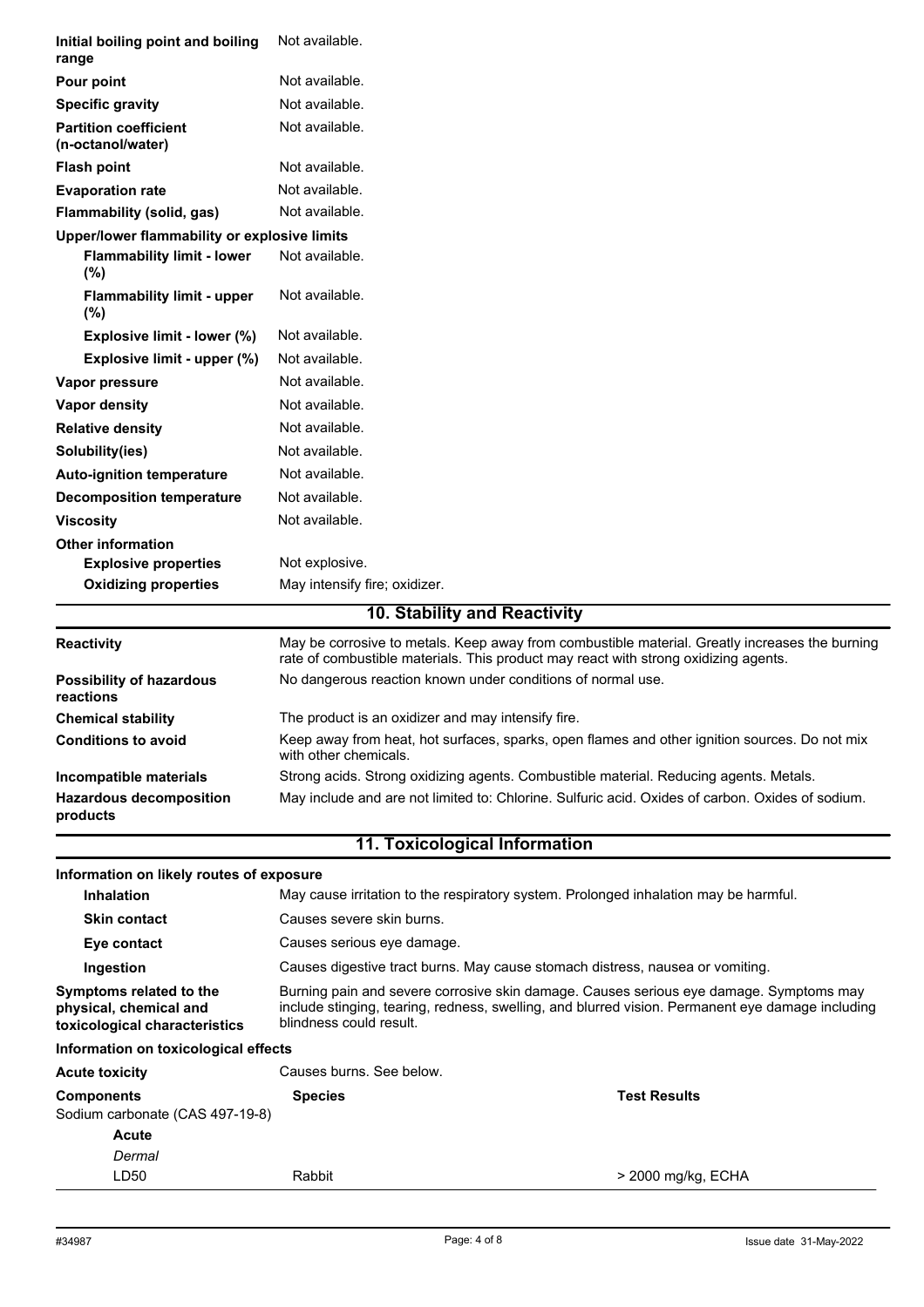| | |
|---|---|
| **Initial boiling point and boiling range** | Not available. |
| **Pour point** | Not available. |
| **Specific gravity** | Not available. |
| **Partition coefficient (n-octanol/water)** | Not available. |
| **Flash point** | Not available. |
| **Evaporation rate** | Not available. |
| **Flammability (solid, gas)** | Not available. |
| **Upper/lower flammability or explosive limits** | |
| **Flammability limit - lower (%)** | Not available. |
| **Flammability limit - upper (%)** | Not available. |
| **Explosive limit - lower (%)** | Not available. |
| **Explosive limit - upper (%)** | Not available. |
| **Vapor pressure** | Not available. |
| **Vapor density** | Not available. |
| **Relative density** | Not available. |
| **Solubility(ies)** | Not available. |
| **Auto-ignition temperature** | Not available. |
| **Decomposition temperature** | Not available. |
| **Viscosity** | Not available. |
| **Other information** | |
| **Explosive properties** | Not explosive. |
| **Oxidizing properties** | May intensify fire; oxidizer. |

## 10. Stability and Reactivity

| | |
|---|---|
| **Reactivity** | May be corrosive to metals. Keep away from combustible material. Greatly increases the burning rate of combustible materials. This product may react with strong oxidizing agents. |
| **Possibility of hazardous reactions** | No dangerous reaction known under conditions of normal use. |
| **Chemical stability** | The product is an oxidizer and may intensify fire. |
| **Conditions to avoid** | Keep away from heat, hot surfaces, sparks, open flames and other ignition sources. Do not mix with other chemicals. |
| **Incompatible materials** | Strong acids. Strong oxidizing agents. Combustible material. Reducing agents. Metals. |
| **Hazardous decomposition products** | May include and are not limited to: Chlorine. Sulfuric acid. Oxides of carbon. Oxides of sodium. |

## 11. Toxicological Information

**Information on likely routes of exposure**

| | |
|---|---|
| **Inhalation** | May cause irritation to the respiratory system. Prolonged inhalation may be harmful. |
| **Skin contact** | Causes severe skin burns. |
| **Eye contact** | Causes serious eye damage. |
| **Ingestion** | Causes digestive tract burns. May cause stomach distress, nausea or vomiting. |
| **Symptoms related to the physical, chemical and toxicological characteristics** | Burning pain and severe corrosive skin damage. Causes serious eye damage. Symptoms may include stinging, tearing, redness, swelling, and blurred vision. Permanent eye damage including blindness could result. |

**Information on toxicological effects**

| | | |
|---|---|---|
| **Acute toxicity** | Causes burns. See below. | |
| **Components** | **Species** | **Test Results** |
| Sodium carbonate (CAS 497-19-8) | | |
| **Acute** | | |
| *Dermal* | | |
| LD50 | Rabbit | > 2000 mg/kg, ECHA |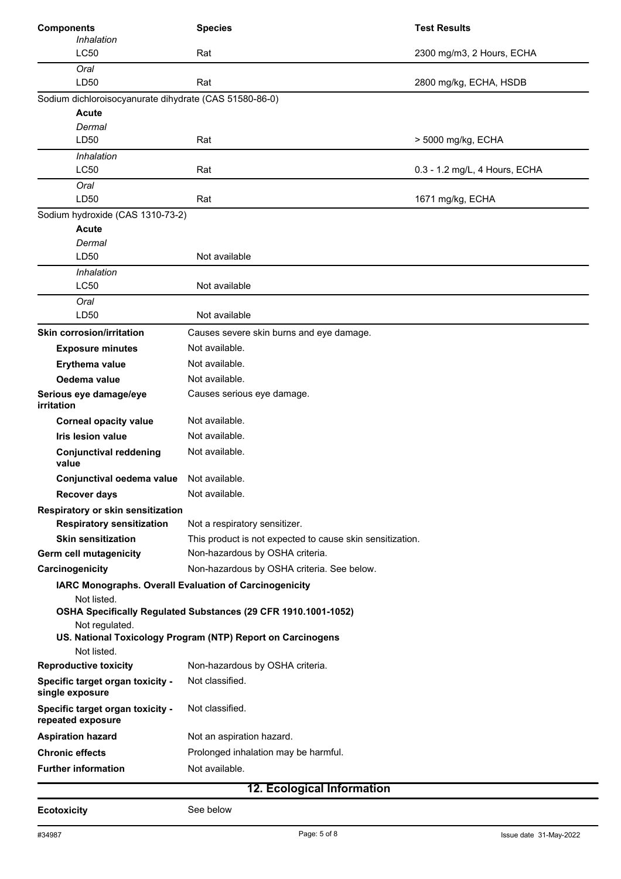| Components | Species | Test Results |
|---|---|---|
| *Inhalation* | | |
| LC50 | Rat | 2300 mg/m3, 2 Hours, ECHA |
| *Oral* | | |
| LD50 | Rat | 2800 mg/kg, ECHA, HSDB |
| Sodium dichloroisocyanurate dihydrate (CAS 51580-86-0) | | |
| **Acute** | | |
| *Dermal* | | |
| LD50 | Rat | > 5000 mg/kg, ECHA |
| *Inhalation* | | |
| LC50 | Rat | 0.3 - 1.2 mg/L, 4 Hours, ECHA |
| *Oral* | | |
| LD50 | Rat | 1671 mg/kg, ECHA |
| Sodium hydroxide (CAS 1310-73-2) | | |
| **Acute** | | |
| *Dermal* | | |
| LD50 | Not available | |
| *Inhalation* | | |
| LC50 | Not available | |
| *Oral* | | |
| LD50 | Not available | |

**Skin corrosion/irritation** Causes severe skin burns and eye damage.

**Exposure minutes** Not available.

**Erythema value** Not available.

**Oedema value** Not available.

**Serious eye damage/eye irritation** Causes serious eye damage.

**Corneal opacity value** Not available.

**Iris lesion value** Not available.

**Conjunctival reddening value** Not available.

**Conjunctival oedema value** Not available.

**Recover days** Not available.

**Respiratory or skin sensitization**

**Respiratory sensitization** Not a respiratory sensitizer.

**Skin sensitization** This product is not expected to cause skin sensitization.

**Germ cell mutagenicity** Non-hazardous by OSHA criteria.

**Carcinogenicity** Non-hazardous by OSHA criteria. See below.

**IARC Monographs. Overall Evaluation of Carcinogenicity**

Not listed.

**OSHA Specifically Regulated Substances (29 CFR 1910.1001-1052)**

Not regulated.

**US. National Toxicology Program (NTP) Report on Carcinogens**

Not listed.

**Reproductive toxicity** Non-hazardous by OSHA criteria.

**Specific target organ toxicity - single exposure** Not classified.

**Specific target organ toxicity - repeated exposure** Not classified.

**Aspiration hazard** Not an aspiration hazard.

**Chronic effects** Prolonged inhalation may be harmful.

**Further information** Not available.

## 12. Ecological Information

**Ecotoxicity** See below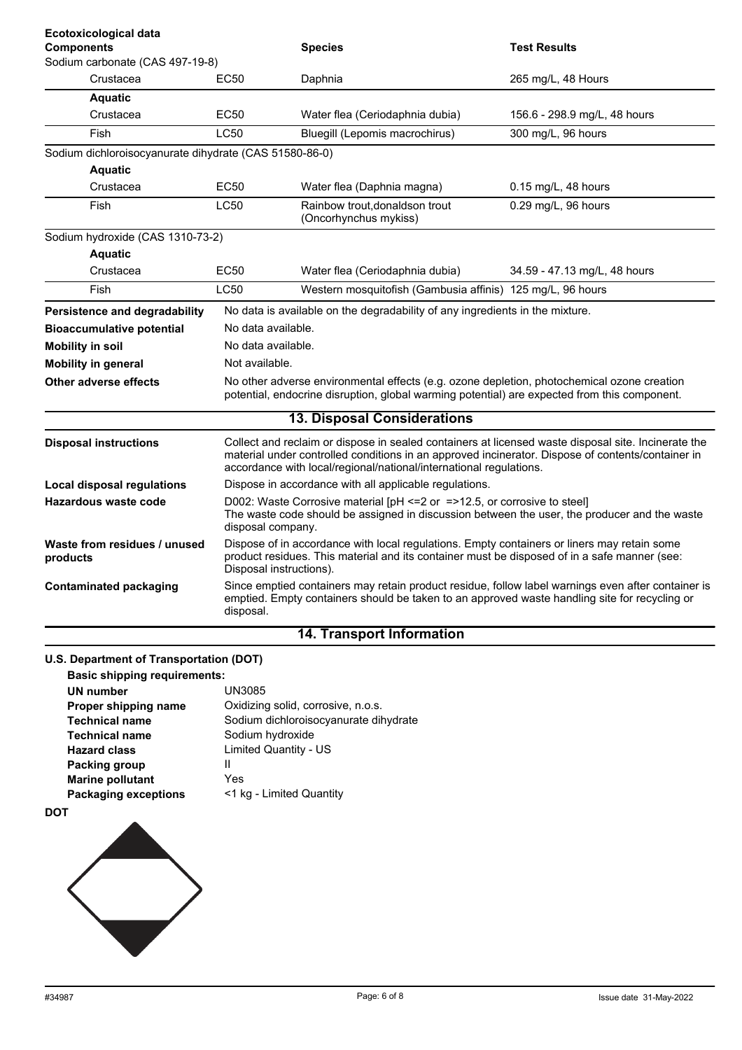**Ecotoxicological data**

| Components | | Species | Test Results |
|---|---|---|---|
| Sodium carbonate (CAS 497-19-8) | | | |
| Crustacea | EC50 | Daphnia | 265 mg/L, 48 Hours |
| **Aquatic** | | | |
| Crustacea | EC50 | Water flea (Ceriodaphnia dubia) | 156.6 - 298.9 mg/L, 48 hours |
| Fish | LC50 | Bluegill (Lepomis macrochirus) | 300 mg/L, 96 hours |
| Sodium dichloroisocyanurate dihydrate (CAS 51580-86-0) | | | |
| **Aquatic** | | | |
| Crustacea | EC50 | Water flea (Daphnia magna) | 0.15 mg/L, 48 hours |
| Fish | LC50 | Rainbow trout,donaldson trout (Oncorhynchus mykiss) | 0.29 mg/L, 96 hours |
| Sodium hydroxide (CAS 1310-73-2) | | | |
| **Aquatic** | | | |
| Crustacea | EC50 | Water flea (Ceriodaphnia dubia) | 34.59 - 47.13 mg/L, 48 hours |
| Fish | LC50 | Western mosquitofish (Gambusia affinis) | 125 mg/L, 96 hours |

**Persistence and degradability** No data is available on the degradability of any ingredients in the mixture.

**Bioaccumulative potential** No data available.

**Mobility in soil** No data available.

**Mobility in general** Not available.

**Other adverse effects** No other adverse environmental effects (e.g. ozone depletion, photochemical ozone creation potential, endocrine disruption, global warming potential) are expected from this component.

## 13. Disposal Considerations

**Disposal instructions** Collect and reclaim or dispose in sealed containers at licensed waste disposal site. Incinerate the material under controlled conditions in an approved incinerator. Dispose of contents/container in accordance with local/regional/national/international regulations.

**Local disposal regulations** Dispose in accordance with all applicable regulations.

**Hazardous waste code** D002: Waste Corrosive material [pH <=2 or =>12.5, or corrosive to steel]
The waste code should be assigned in discussion between the user, the producer and the waste disposal company.

**Waste from residues / unused products** Dispose of in accordance with local regulations. Empty containers or liners may retain some product residues. This material and its container must be disposed of in a safe manner (see: Disposal instructions).

**Contaminated packaging** Since emptied containers may retain product residue, follow label warnings even after container is emptied. Empty containers should be taken to an approved waste handling site for recycling or disposal.

## 14. Transport Information

**U.S. Department of Transportation (DOT)**

**Basic shipping requirements:**

| | |
|---|---|
| **UN number** | UN3085 |
| **Proper shipping name** | Oxidizing solid, corrosive, n.o.s. |
| **Technical name** | Sodium dichloroisocyanurate dihydrate |
| **Technical name** | Sodium hydroxide |
| **Hazard class** | Limited Quantity - US |
| **Packing group** | II |
| **Marine pollutant** | Yes |
| **Packaging exceptions** | <1 kg - Limited Quantity |

**DOT**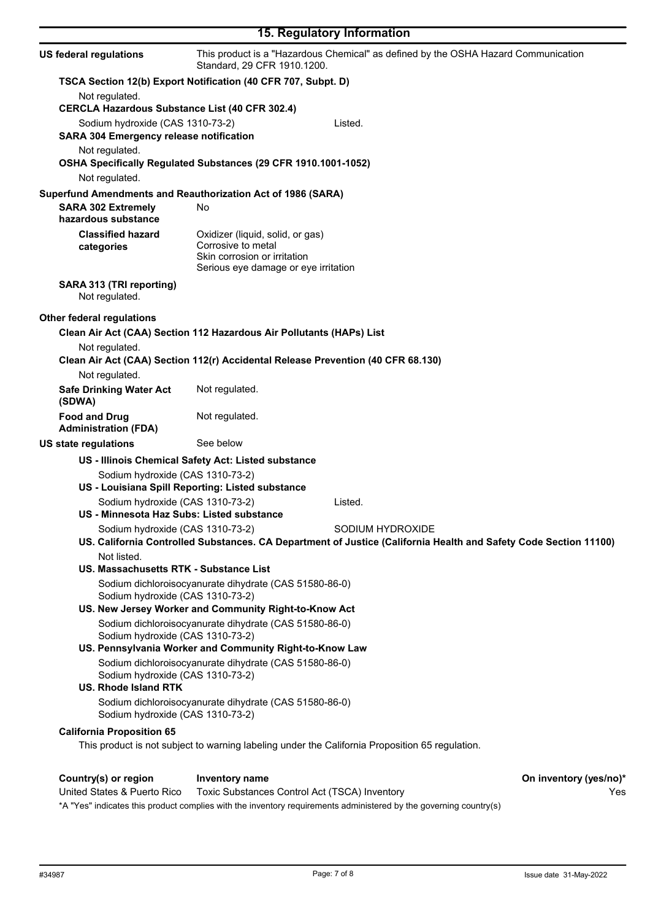## 15. Regulatory Information

**US federal regulations** This product is a "Hazardous Chemical" as defined by the OSHA Hazard Communication Standard, 29 CFR 1910.1200.

**TSCA Section 12(b) Export Notification (40 CFR 707, Subpt. D)**

Not regulated.

**CERCLA Hazardous Substance List (40 CFR 302.4)**

Sodium hydroxide (CAS 1310-73-2) Listed.

**SARA 304 Emergency release notification**

Not regulated.

**OSHA Specifically Regulated Substances (29 CFR 1910.1001-1052)**

Not regulated.

**Superfund Amendments and Reauthorization Act of 1986 (SARA)**

**SARA 302 Extremely hazardous substance** No

**Classified hazard categories**
Oxidizer (liquid, solid, or gas)
Corrosive to metal
Skin corrosion or irritation
Serious eye damage or eye irritation

**SARA 313 (TRI reporting)**
Not regulated.

**Other federal regulations**

**Clean Air Act (CAA) Section 112 Hazardous Air Pollutants (HAPs) List**

Not regulated.

**Clean Air Act (CAA) Section 112(r) Accidental Release Prevention (40 CFR 68.130)**

Not regulated.

**Safe Drinking Water Act (SDWA)** Not regulated.

**Food and Drug Administration (FDA)** Not regulated.

**US state regulations** See below

**US - Illinois Chemical Safety Act: Listed substance**

Sodium hydroxide (CAS 1310-73-2)

**US - Louisiana Spill Reporting: Listed substance**

Sodium hydroxide (CAS 1310-73-2) Listed.

**US - Minnesota Haz Subs: Listed substance**

Sodium hydroxide (CAS 1310-73-2) SODIUM HYDROXIDE

**US. California Controlled Substances. CA Department of Justice (California Health and Safety Code Section 11100)**

Not listed.

**US. Massachusetts RTK - Substance List**

Sodium dichloroisocyanurate dihydrate (CAS 51580-86-0)
Sodium hydroxide (CAS 1310-73-2)

**US. New Jersey Worker and Community Right-to-Know Act**

Sodium dichloroisocyanurate dihydrate (CAS 51580-86-0)
Sodium hydroxide (CAS 1310-73-2)

**US. Pennsylvania Worker and Community Right-to-Know Law**

Sodium dichloroisocyanurate dihydrate (CAS 51580-86-0)
Sodium hydroxide (CAS 1310-73-2)

**US. Rhode Island RTK**

Sodium dichloroisocyanurate dihydrate (CAS 51580-86-0)
Sodium hydroxide (CAS 1310-73-2)

**California Proposition 65**

This product is not subject to warning labeling under the California Proposition 65 regulation.

| Country(s) or region | Inventory name | On inventory (yes/no)* |
|---|---|---|
| United States & Puerto Rico | Toxic Substances Control Act (TSCA) Inventory | Yes |

*A "Yes" indicates this product complies with the inventory requirements administered by the governing country(s)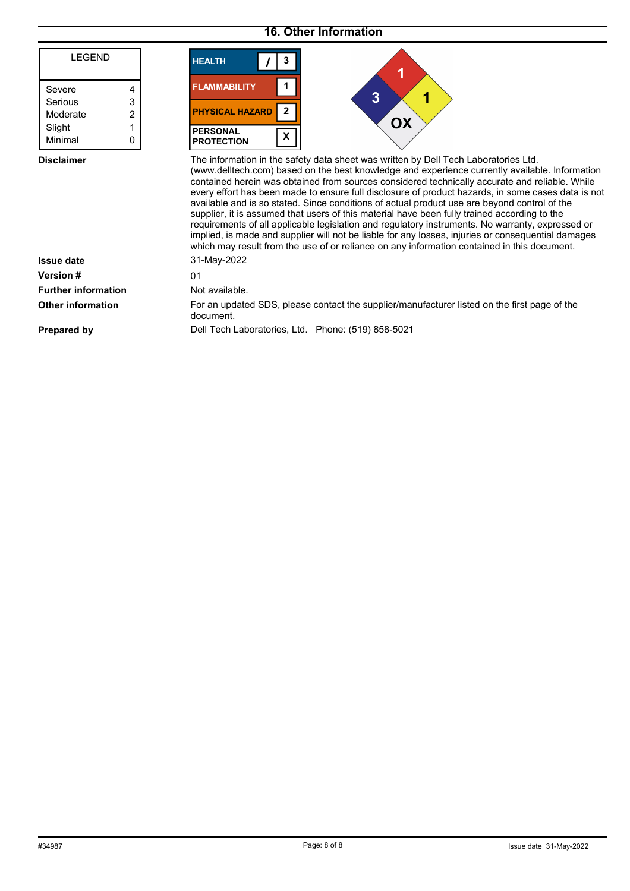## 16. Other Information

| LEGEND | |
|---|---|
| Severe | 4 |
| Serious | 3 |
| Moderate | 2 |
| Slight | 1 |
| Minimal | 0 |

| | | |
|---|---|---|
| HEALTH | / | 3 |
| FLAMMABILITY | | 1 |
| PHYSICAL HAZARD | | 2 |
| PERSONAL PROTECTION | | X |

1
3
1
OX

**Disclaimer**

The information in the safety data sheet was written by Dell Tech Laboratories Ltd. (www.delltech.com) based on the best knowledge and experience currently available. Information contained herein was obtained from sources considered technically accurate and reliable. While every effort has been made to ensure full disclosure of product hazards, in some cases data is not available and is so stated. Since conditions of actual product use are beyond control of the supplier, it is assumed that users of this material have been fully trained according to the requirements of all applicable legislation and regulatory instruments. No warranty, expressed or implied, is made and supplier will not be liable for any losses, injuries or consequential damages which may result from the use of or reliance on any information contained in this document.

**Issue date** 31-May-2022

**Version #** 01

**Further information** Not available.

**Other information** For an updated SDS, please contact the supplier/manufacturer listed on the first page of the document.

**Prepared by** Dell Tech Laboratories, Ltd. Phone: (519) 858-5021